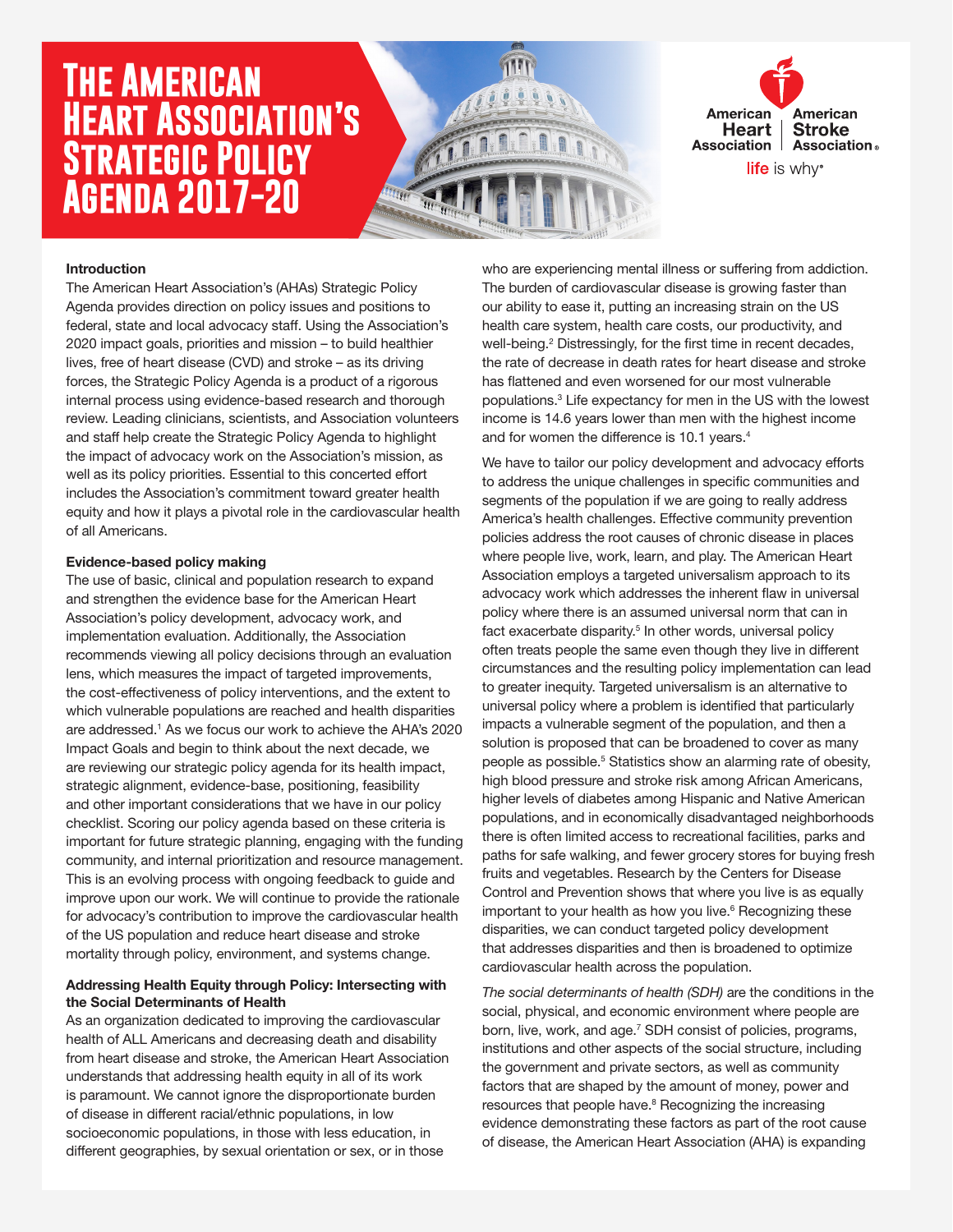# The American Heart Association's Strategic Policy Agenda 2017-20

American Heart Association | American Stroke Association

life is why

**Introduction**

The American Heart Association's (AHAs) Strategic Policy Agenda provides direction on policy issues and positions to federal, state and local advocacy staff. Using the Association's 2020 impact goals, priorities and mission – to build healthier lives, free of heart disease (CVD) and stroke – as its driving forces, the Strategic Policy Agenda is a product of a rigorous internal process using evidence-based research and thorough review. Leading clinicians, scientists, and Association volunteers and staff help create the Strategic Policy Agenda to highlight the impact of advocacy work on the Association's mission, as well as its policy priorities. Essential to this concerted effort includes the Association's commitment toward greater health equity and how it plays a pivotal role in the cardiovascular health of all Americans.

**Evidence-based policy making**

The use of basic, clinical and population research to expand and strengthen the evidence base for the American Heart Association's policy development, advocacy work, and implementation evaluation. Additionally, the Association recommends viewing all policy decisions through an evaluation lens, which measures the impact of targeted improvements, the cost-effectiveness of policy interventions, and the extent to which vulnerable populations are reached and health disparities are addressed.[1] As we focus our work to achieve the AHA's 2020 Impact Goals and begin to think about the next decade, we are reviewing our strategic policy agenda for its health impact, strategic alignment, evidence-base, positioning, feasibility and other important considerations that we have in our policy checklist. Scoring our policy agenda based on these criteria is important for future strategic planning, engaging with the funding community, and internal prioritization and resource management. This is an evolving process with ongoing feedback to guide and improve upon our work. We will continue to provide the rationale for advocacy's contribution to improve the cardiovascular health of the US population and reduce heart disease and stroke mortality through policy, environment, and systems change.

**Addressing Health Equity through Policy: Intersecting with the Social Determinants of Health**

As an organization dedicated to improving the cardiovascular health of ALL Americans and decreasing death and disability from heart disease and stroke, the American Heart Association understands that addressing health equity in all of its work is paramount. We cannot ignore the disproportionate burden of disease in different racial/ethnic populations, in low socioeconomic populations, in those with less education, in different geographies, by sexual orientation or sex, or in those who are experiencing mental illness or suffering from addiction. The burden of cardiovascular disease is growing faster than our ability to ease it, putting an increasing strain on the US health care system, health care costs, our productivity, and well-being.[2] Distressingly, for the first time in recent decades, the rate of decrease in death rates for heart disease and stroke has flattened and even worsened for our most vulnerable populations.[3] Life expectancy for men in the US with the lowest income is 14.6 years lower than men with the highest income and for women the difference is 10.1 years.[4]

We have to tailor our policy development and advocacy efforts to address the unique challenges in specific communities and segments of the population if we are going to really address America's health challenges. Effective community prevention policies address the root causes of chronic disease in places where people live, work, learn, and play. The American Heart Association employs a targeted universalism approach to its advocacy work which addresses the inherent flaw in universal policy where there is an assumed universal norm that can in fact exacerbate disparity.[5] In other words, universal policy often treats people the same even though they live in different circumstances and the resulting policy implementation can lead to greater inequity. Targeted universalism is an alternative to universal policy where a problem is identified that particularly impacts a vulnerable segment of the population, and then a solution is proposed that can be broadened to cover as many people as possible.[5] Statistics show an alarming rate of obesity, high blood pressure and stroke risk among African Americans, higher levels of diabetes among Hispanic and Native American populations, and in economically disadvantaged neighborhoods there is often limited access to recreational facilities, parks and paths for safe walking, and fewer grocery stores for buying fresh fruits and vegetables. Research by the Centers for Disease Control and Prevention shows that where you live is as equally important to your health as how you live.[6] Recognizing these disparities, we can conduct targeted policy development that addresses disparities and then is broadened to optimize cardiovascular health across the population.

*The social determinants of health (SDH)* are the conditions in the social, physical, and economic environment where people are born, live, work, and age.[7] SDH consist of policies, programs, institutions and other aspects of the social structure, including the government and private sectors, as well as community factors that are shaped by the amount of money, power and resources that people have.[8] Recognizing the increasing evidence demonstrating these factors as part of the root cause of disease, the American Heart Association (AHA) is expanding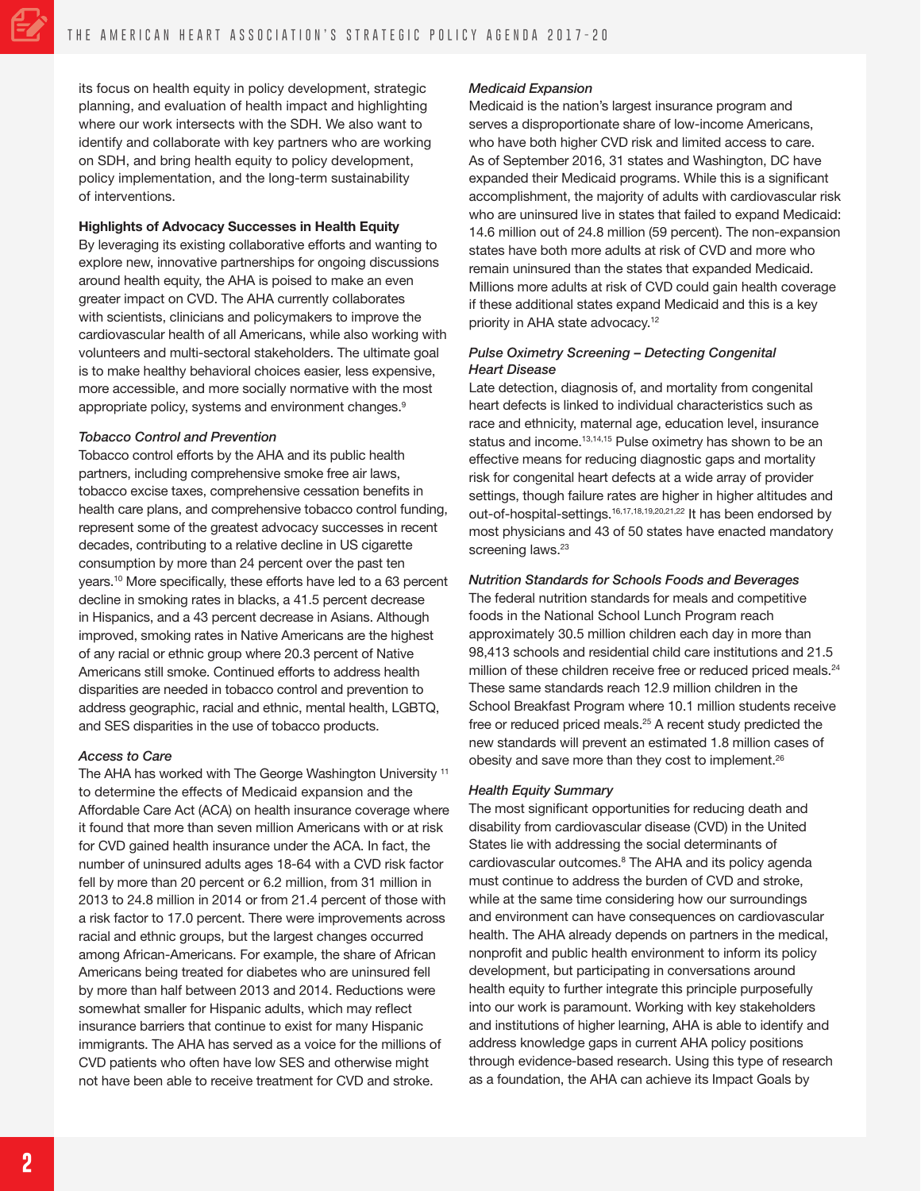its focus on health equity in policy development, strategic planning, and evaluation of health impact and highlighting where our work intersects with the SDH. We also want to identify and collaborate with key partners who are working on SDH, and bring health equity to policy development, policy implementation, and the long-term sustainability of interventions.

**Highlights of Advocacy Successes in Health Equity**

By leveraging its existing collaborative efforts and wanting to explore new, innovative partnerships for ongoing discussions around health equity, the AHA is poised to make an even greater impact on CVD. The AHA currently collaborates with scientists, clinicians and policymakers to improve the cardiovascular health of all Americans, while also working with volunteers and multi-sectoral stakeholders. The ultimate goal is to make healthy behavioral choices easier, less expensive, more accessible, and more socially normative with the most appropriate policy, systems and environment changes.[9]

*Tobacco Control and Prevention*

Tobacco control efforts by the AHA and its public health partners, including comprehensive smoke free air laws, tobacco excise taxes, comprehensive cessation benefits in health care plans, and comprehensive tobacco control funding, represent some of the greatest advocacy successes in recent decades, contributing to a relative decline in US cigarette consumption by more than 24 percent over the past ten years.[10] More specifically, these efforts have led to a 63 percent decline in smoking rates in blacks, a 41.5 percent decrease in Hispanics, and a 43 percent decrease in Asians. Although improved, smoking rates in Native Americans are the highest of any racial or ethnic group where 20.3 percent of Native Americans still smoke. Continued efforts to address health disparities are needed in tobacco control and prevention to address geographic, racial and ethnic, mental health, LGBTQ, and SES disparities in the use of tobacco products.

*Access to Care*

The AHA has worked with The George Washington University [11] to determine the effects of Medicaid expansion and the Affordable Care Act (ACA) on health insurance coverage where it found that more than seven million Americans with or at risk for CVD gained health insurance under the ACA. In fact, the number of uninsured adults ages 18-64 with a CVD risk factor fell by more than 20 percent or 6.2 million, from 31 million in 2013 to 24.8 million in 2014 or from 21.4 percent of those with a risk factor to 17.0 percent. There were improvements across racial and ethnic groups, but the largest changes occurred among African-Americans. For example, the share of African Americans being treated for diabetes who are uninsured fell by more than half between 2013 and 2014. Reductions were somewhat smaller for Hispanic adults, which may reflect insurance barriers that continue to exist for many Hispanic immigrants. The AHA has served as a voice for the millions of CVD patients who often have low SES and otherwise might not have been able to receive treatment for CVD and stroke.

*Medicaid Expansion*

Medicaid is the nation's largest insurance program and serves a disproportionate share of low-income Americans, who have both higher CVD risk and limited access to care. As of September 2016, 31 states and Washington, DC have expanded their Medicaid programs. While this is a significant accomplishment, the majority of adults with cardiovascular risk who are uninsured live in states that failed to expand Medicaid: 14.6 million out of 24.8 million (59 percent). The non-expansion states have both more adults at risk of CVD and more who remain uninsured than the states that expanded Medicaid. Millions more adults at risk of CVD could gain health coverage if these additional states expand Medicaid and this is a key priority in AHA state advocacy.[12]

*Pulse Oximetry Screening – Detecting Congenital Heart Disease*

Late detection, diagnosis of, and mortality from congenital heart defects is linked to individual characteristics such as race and ethnicity, maternal age, education level, insurance status and income.[13,14,15] Pulse oximetry has shown to be an effective means for reducing diagnostic gaps and mortality risk for congenital heart defects at a wide array of provider settings, though failure rates are higher in higher altitudes and out-of-hospital-settings.[16,17,18,19,20,21,22] It has been endorsed by most physicians and 43 of 50 states have enacted mandatory screening laws.[23]

*Nutrition Standards for Schools Foods and Beverages*

The federal nutrition standards for meals and competitive foods in the National School Lunch Program reach approximately 30.5 million children each day in more than 98,413 schools and residential child care institutions and 21.5 million of these children receive free or reduced priced meals.[24] These same standards reach 12.9 million children in the School Breakfast Program where 10.1 million students receive free or reduced priced meals.[25] A recent study predicted the new standards will prevent an estimated 1.8 million cases of obesity and save more than they cost to implement.[26]

*Health Equity Summary*

The most significant opportunities for reducing death and disability from cardiovascular disease (CVD) in the United States lie with addressing the social determinants of cardiovascular outcomes.[8] The AHA and its policy agenda must continue to address the burden of CVD and stroke, while at the same time considering how our surroundings and environment can have consequences on cardiovascular health. The AHA already depends on partners in the medical, nonprofit and public health environment to inform its policy development, but participating in conversations around health equity to further integrate this principle purposefully into our work is paramount. Working with key stakeholders and institutions of higher learning, AHA is able to identify and address knowledge gaps in current AHA policy positions through evidence-based research. Using this type of research as a foundation, the AHA can achieve its Impact Goals by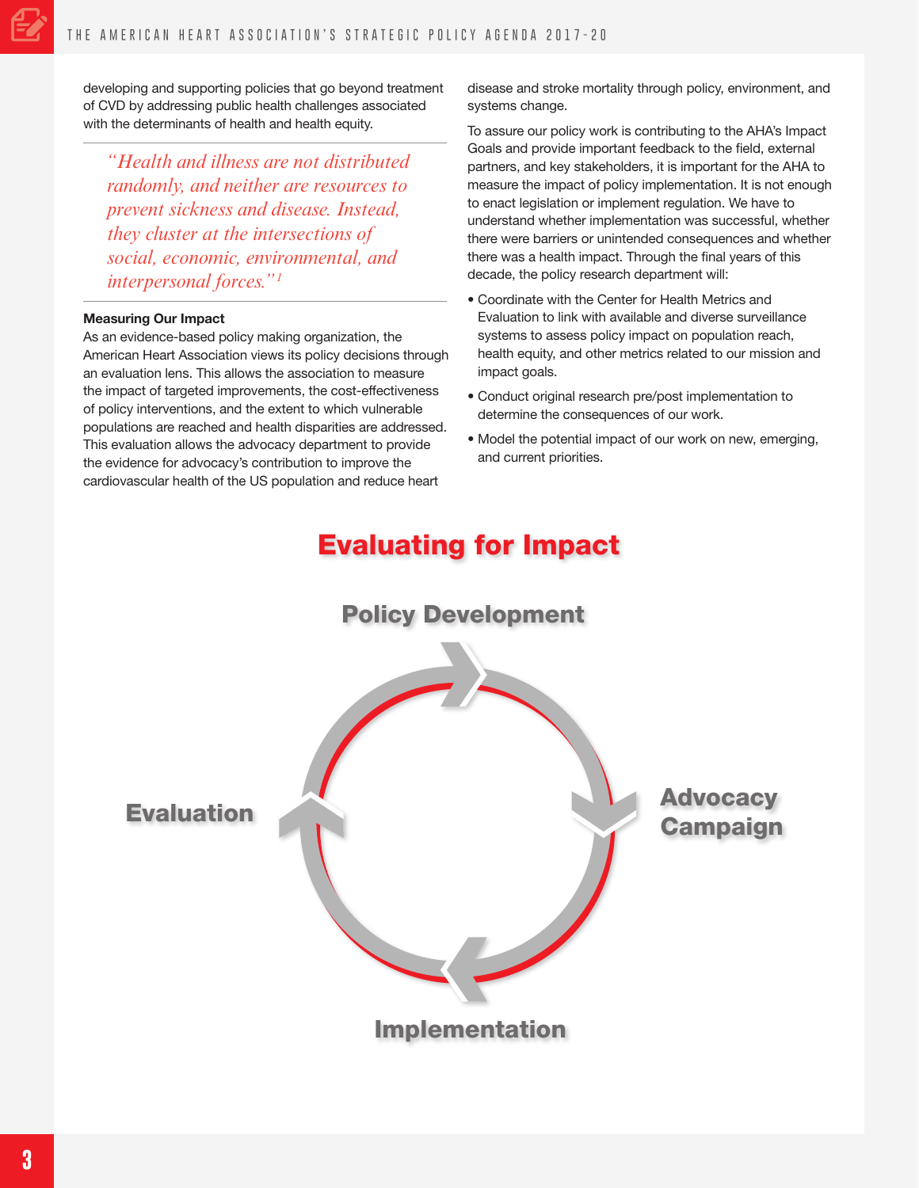developing and supporting policies that go beyond treatment of CVD by addressing public health challenges associated with the determinants of health and health equity.

> *"Health and illness are not distributed randomly, and neither are resources to prevent sickness and disease. Instead, they cluster at the intersections of social, economic, environmental, and interpersonal forces."*[1]

**Measuring Our Impact**

As an evidence-based policy making organization, the American Heart Association views its policy decisions through an evaluation lens. This allows the association to measure the impact of targeted improvements, the cost-effectiveness of policy interventions, and the extent to which vulnerable populations are reached and health disparities are addressed. This evaluation allows the advocacy department to provide the evidence for advocacy's contribution to improve the cardiovascular health of the US population and reduce heart disease and stroke mortality through policy, environment, and systems change.

To assure our policy work is contributing to the AHA's Impact Goals and provide important feedback to the field, external partners, and key stakeholders, it is important for the AHA to measure the impact of policy implementation. It is not enough to enact legislation or implement regulation. We have to understand whether implementation was successful, whether there were barriers or unintended consequences and whether there was a health impact. Through the final years of this decade, the policy research department will:

- Coordinate with the Center for Health Metrics and Evaluation to link with available and diverse surveillance systems to assess policy impact on population reach, health equity, and other metrics related to our mission and impact goals.
- Conduct original research pre/post implementation to determine the consequences of our work.
- Model the potential impact of our work on new, emerging, and current priorities.

## Evaluating for Impact

Policy Development → Advocacy Campaign → Implementation → Evaluation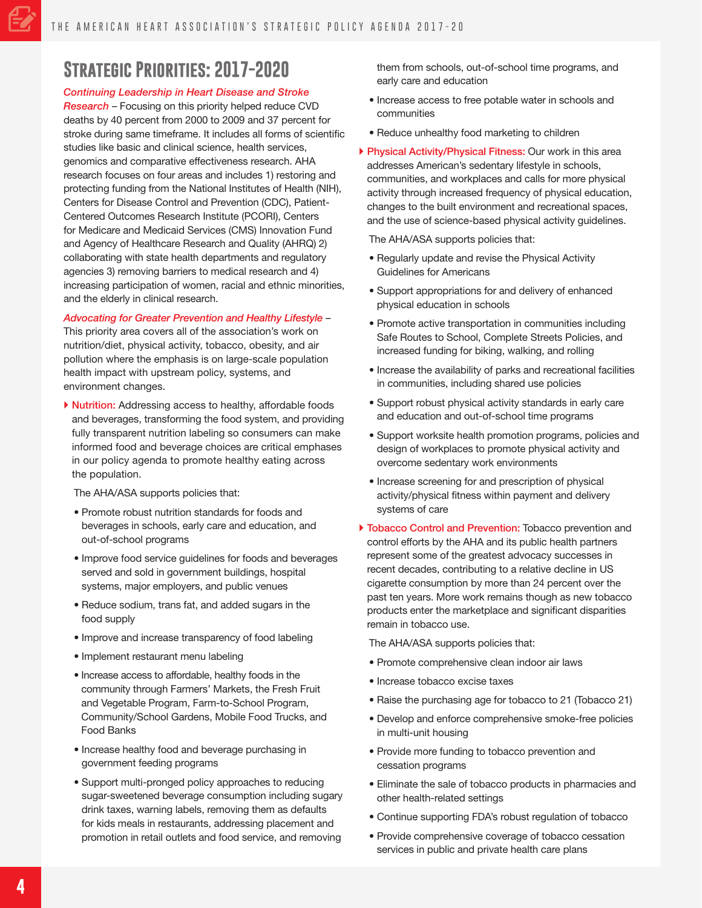# Strategic Priorities: 2017-2020

*Continuing Leadership in Heart Disease and Stroke Research* – Focusing on this priority helped reduce CVD deaths by 40 percent from 2000 to 2009 and 37 percent for stroke during same timeframe. It includes all forms of scientific studies like basic and clinical science, health services, genomics and comparative effectiveness research. AHA research focuses on four areas and includes 1) restoring and protecting funding from the National Institutes of Health (NIH), Centers for Disease Control and Prevention (CDC), Patient-Centered Outcomes Research Institute (PCORI), Centers for Medicare and Medicaid Services (CMS) Innovation Fund and Agency of Healthcare Research and Quality (AHRQ) 2) collaborating with state health departments and regulatory agencies 3) removing barriers to medical research and 4) increasing participation of women, racial and ethnic minorities, and the elderly in clinical research.

*Advocating for Greater Prevention and Healthy Lifestyle* – This priority area covers all of the association's work on nutrition/diet, physical activity, tobacco, obesity, and air pollution where the emphasis is on large-scale population health impact with upstream policy, systems, and environment changes.

**Nutrition:** Addressing access to healthy, affordable foods and beverages, transforming the food system, and providing fully transparent nutrition labeling so consumers can make informed food and beverage choices are critical emphases in our policy agenda to promote healthy eating across the population.

The AHA/ASA supports policies that:

- Promote robust nutrition standards for foods and beverages in schools, early care and education, and out-of-school programs
- Improve food service guidelines for foods and beverages served and sold in government buildings, hospital systems, major employers, and public venues
- Reduce sodium, trans fat, and added sugars in the food supply
- Improve and increase transparency of food labeling
- Implement restaurant menu labeling
- Increase access to affordable, healthy foods in the community through Farmers' Markets, the Fresh Fruit and Vegetable Program, Farm-to-School Program, Community/School Gardens, Mobile Food Trucks, and Food Banks
- Increase healthy food and beverage purchasing in government feeding programs
- Support multi-pronged policy approaches to reducing sugar-sweetened beverage consumption including sugary drink taxes, warning labels, removing them as defaults for kids meals in restaurants, addressing placement and promotion in retail outlets and food service, and removing them from schools, out-of-school time programs, and early care and education
- Increase access to free potable water in schools and communities
- Reduce unhealthy food marketing to children

**Physical Activity/Physical Fitness:** Our work in this area addresses American's sedentary lifestyle in schools, communities, and workplaces and calls for more physical activity through increased frequency of physical education, changes to the built environment and recreational spaces, and the use of science-based physical activity guidelines.

The AHA/ASA supports policies that:

- Regularly update and revise the Physical Activity Guidelines for Americans
- Support appropriations for and delivery of enhanced physical education in schools
- Promote active transportation in communities including Safe Routes to School, Complete Streets Policies, and increased funding for biking, walking, and rolling
- Increase the availability of parks and recreational facilities in communities, including shared use policies
- Support robust physical activity standards in early care and education and out-of-school time programs
- Support worksite health promotion programs, policies and design of workplaces to promote physical activity and overcome sedentary work environments
- Increase screening for and prescription of physical activity/physical fitness within payment and delivery systems of care

**Tobacco Control and Prevention:** Tobacco prevention and control efforts by the AHA and its public health partners represent some of the greatest advocacy successes in recent decades, contributing to a relative decline in US cigarette consumption by more than 24 percent over the past ten years. More work remains though as new tobacco products enter the marketplace and significant disparities remain in tobacco use.

The AHA/ASA supports policies that:

- Promote comprehensive clean indoor air laws
- Increase tobacco excise taxes
- Raise the purchasing age for tobacco to 21 (Tobacco 21)
- Develop and enforce comprehensive smoke-free policies in multi-unit housing
- Provide more funding to tobacco prevention and cessation programs
- Eliminate the sale of tobacco products in pharmacies and other health-related settings
- Continue supporting FDA's robust regulation of tobacco
- Provide comprehensive coverage of tobacco cessation services in public and private health care plans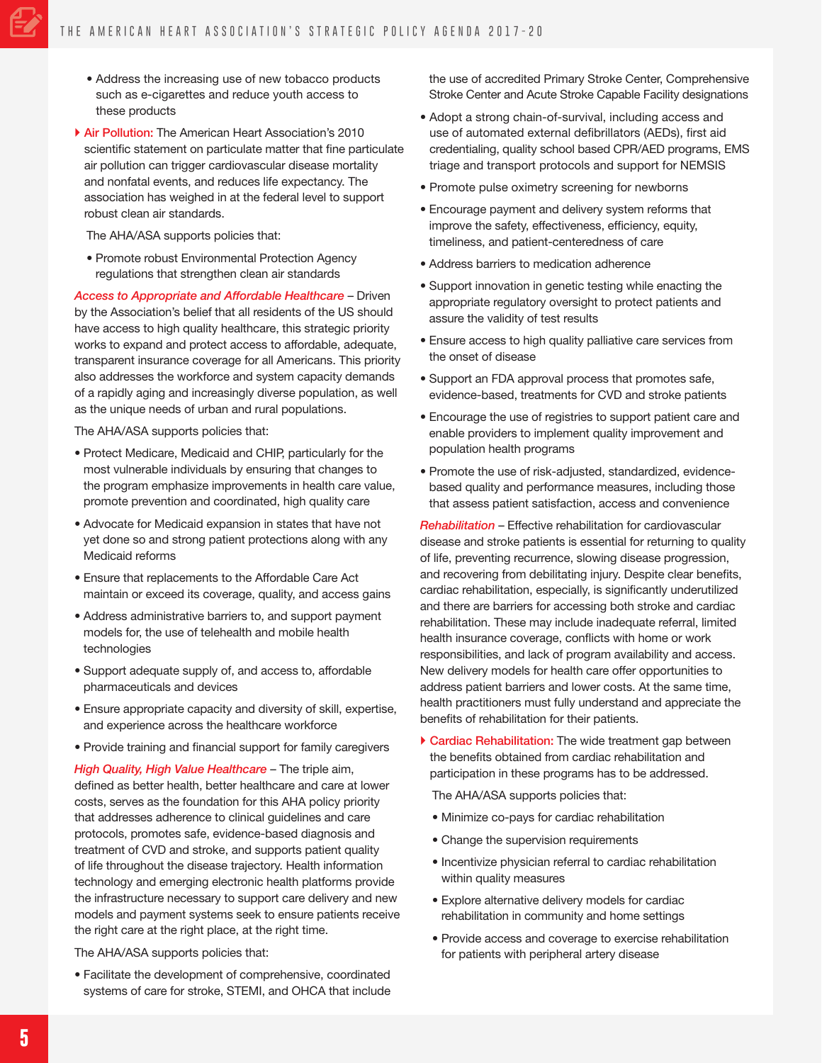- Address the increasing use of new tobacco products such as e-cigarettes and reduce youth access to these products

**Air Pollution:** The American Heart Association's 2010 scientific statement on particulate matter that fine particulate air pollution can trigger cardiovascular disease mortality and nonfatal events, and reduces life expectancy. The association has weighed in at the federal level to support robust clean air standards.

The AHA/ASA supports policies that:

- Promote robust Environmental Protection Agency regulations that strengthen clean air standards

***Access to Appropriate and Affordable Healthcare*** – Driven by the Association's belief that all residents of the US should have access to high quality healthcare, this strategic priority works to expand and protect access to affordable, adequate, transparent insurance coverage for all Americans. This priority also addresses the workforce and system capacity demands of a rapidly aging and increasingly diverse population, as well as the unique needs of urban and rural populations.

The AHA/ASA supports policies that:

- Protect Medicare, Medicaid and CHIP, particularly for the most vulnerable individuals by ensuring that changes to the program emphasize improvements in health care value, promote prevention and coordinated, high quality care
- Advocate for Medicaid expansion in states that have not yet done so and strong patient protections along with any Medicaid reforms
- Ensure that replacements to the Affordable Care Act maintain or exceed its coverage, quality, and access gains
- Address administrative barriers to, and support payment models for, the use of telehealth and mobile health technologies
- Support adequate supply of, and access to, affordable pharmaceuticals and devices
- Ensure appropriate capacity and diversity of skill, expertise, and experience across the healthcare workforce
- Provide training and financial support for family caregivers

***High Quality, High Value Healthcare*** – The triple aim, defined as better health, better healthcare and care at lower costs, serves as the foundation for this AHA policy priority that addresses adherence to clinical guidelines and care protocols, promotes safe, evidence-based diagnosis and treatment of CVD and stroke, and supports patient quality of life throughout the disease trajectory. Health information technology and emerging electronic health platforms provide the infrastructure necessary to support care delivery and new models and payment systems seek to ensure patients receive the right care at the right place, at the right time.

The AHA/ASA supports policies that:

- Facilitate the development of comprehensive, coordinated systems of care for stroke, STEMI, and OHCA that include the use of accredited Primary Stroke Center, Comprehensive Stroke Center and Acute Stroke Capable Facility designations
- Adopt a strong chain-of-survival, including access and use of automated external defibrillators (AEDs), first aid credentialing, quality school based CPR/AED programs, EMS triage and transport protocols and support for NEMSIS
- Promote pulse oximetry screening for newborns
- Encourage payment and delivery system reforms that improve the safety, effectiveness, efficiency, equity, timeliness, and patient-centeredness of care
- Address barriers to medication adherence
- Support innovation in genetic testing while enacting the appropriate regulatory oversight to protect patients and assure the validity of test results
- Ensure access to high quality palliative care services from the onset of disease
- Support an FDA approval process that promotes safe, evidence-based, treatments for CVD and stroke patients
- Encourage the use of registries to support patient care and enable providers to implement quality improvement and population health programs
- Promote the use of risk-adjusted, standardized, evidence-based quality and performance measures, including those that assess patient satisfaction, access and convenience

***Rehabilitation*** – Effective rehabilitation for cardiovascular disease and stroke patients is essential for returning to quality of life, preventing recurrence, slowing disease progression, and recovering from debilitating injury. Despite clear benefits, cardiac rehabilitation, especially, is significantly underutilized and there are barriers for accessing both stroke and cardiac rehabilitation. These may include inadequate referral, limited health insurance coverage, conflicts with home or work responsibilities, and lack of program availability and access. New delivery models for health care offer opportunities to address patient barriers and lower costs. At the same time, health practitioners must fully understand and appreciate the benefits of rehabilitation for their patients.

**Cardiac Rehabilitation:** The wide treatment gap between the benefits obtained from cardiac rehabilitation and participation in these programs has to be addressed.

The AHA/ASA supports policies that:

- Minimize co-pays for cardiac rehabilitation
- Change the supervision requirements
- Incentivize physician referral to cardiac rehabilitation within quality measures
- Explore alternative delivery models for cardiac rehabilitation in community and home settings
- Provide access and coverage to exercise rehabilitation for patients with peripheral artery disease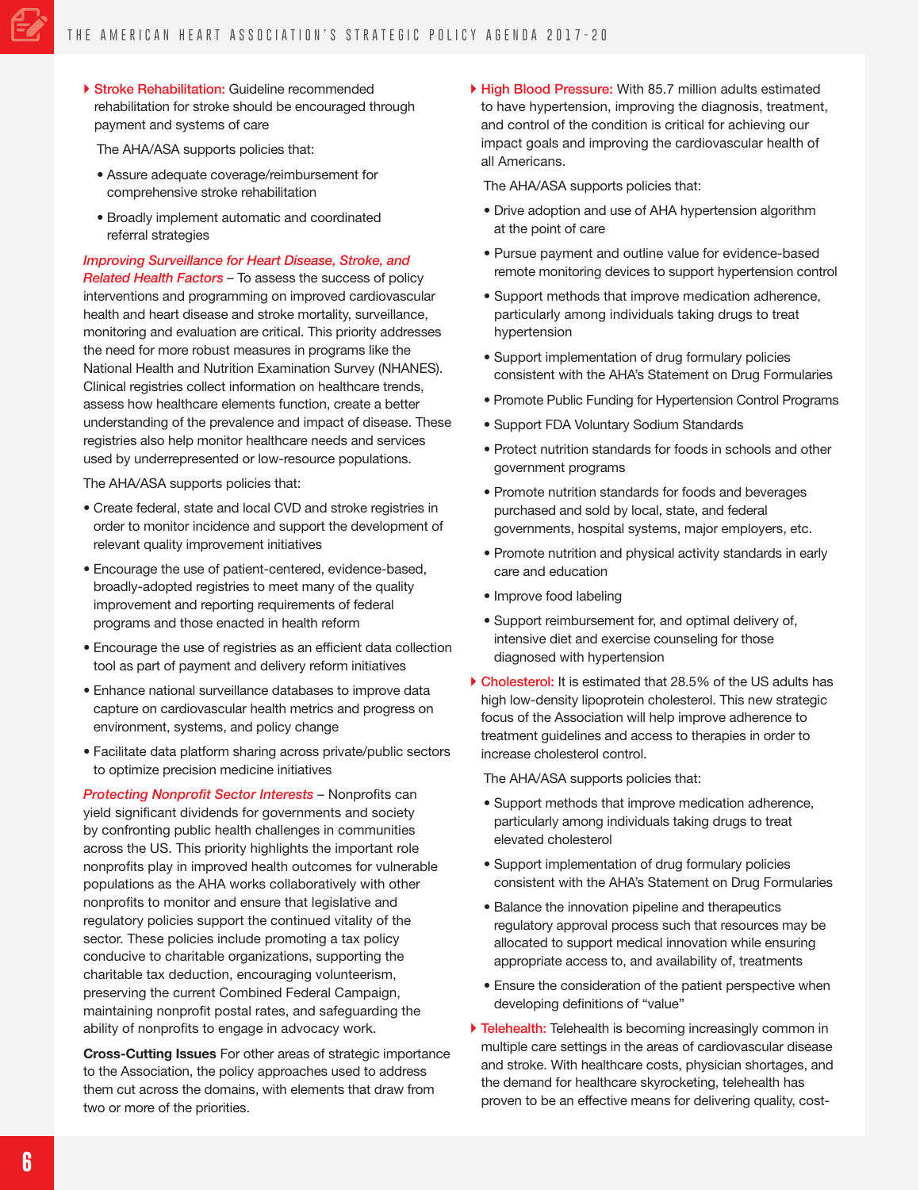**Stroke Rehabilitation:** Guideline recommended rehabilitation for stroke should be encouraged through payment and systems of care

The AHA/ASA supports policies that:

- Assure adequate coverage/reimbursement for comprehensive stroke rehabilitation
- Broadly implement automatic and coordinated referral strategies

***Improving Surveillance for Heart Disease, Stroke, and Related Health Factors*** – To assess the success of policy interventions and programming on improved cardiovascular health and heart disease and stroke mortality, surveillance, monitoring and evaluation are critical. This priority addresses the need for more robust measures in programs like the National Health and Nutrition Examination Survey (NHANES). Clinical registries collect information on healthcare trends, assess how healthcare elements function, create a better understanding of the prevalence and impact of disease. These registries also help monitor healthcare needs and services used by underrepresented or low-resource populations.

The AHA/ASA supports policies that:

- Create federal, state and local CVD and stroke registries in order to monitor incidence and support the development of relevant quality improvement initiatives
- Encourage the use of patient-centered, evidence-based, broadly-adopted registries to meet many of the quality improvement and reporting requirements of federal programs and those enacted in health reform
- Encourage the use of registries as an efficient data collection tool as part of payment and delivery reform initiatives
- Enhance national surveillance databases to improve data capture on cardiovascular health metrics and progress on environment, systems, and policy change
- Facilitate data platform sharing across private/public sectors to optimize precision medicine initiatives

***Protecting Nonprofit Sector Interests*** – Nonprofits can yield significant dividends for governments and society by confronting public health challenges in communities across the US. This priority highlights the important role nonprofits play in improved health outcomes for vulnerable populations as the AHA works collaboratively with other nonprofits to monitor and ensure that legislative and regulatory policies support the continued vitality of the sector. These policies include promoting a tax policy conducive to charitable organizations, supporting the charitable tax deduction, encouraging volunteerism, preserving the current Combined Federal Campaign, maintaining nonprofit postal rates, and safeguarding the ability of nonprofits to engage in advocacy work.

**Cross-Cutting Issues** For other areas of strategic importance to the Association, the policy approaches used to address them cut across the domains, with elements that draw from two or more of the priorities.

**High Blood Pressure:** With 85.7 million adults estimated to have hypertension, improving the diagnosis, treatment, and control of the condition is critical for achieving our impact goals and improving the cardiovascular health of all Americans.

The AHA/ASA supports policies that:

- Drive adoption and use of AHA hypertension algorithm at the point of care
- Pursue payment and outline value for evidence-based remote monitoring devices to support hypertension control
- Support methods that improve medication adherence, particularly among individuals taking drugs to treat hypertension
- Support implementation of drug formulary policies consistent with the AHA's Statement on Drug Formularies
- Promote Public Funding for Hypertension Control Programs
- Support FDA Voluntary Sodium Standards
- Protect nutrition standards for foods in schools and other government programs
- Promote nutrition standards for foods and beverages purchased and sold by local, state, and federal governments, hospital systems, major employers, etc.
- Promote nutrition and physical activity standards in early care and education
- Improve food labeling
- Support reimbursement for, and optimal delivery of, intensive diet and exercise counseling for those diagnosed with hypertension

**Cholesterol:** It is estimated that 28.5% of the US adults has high low-density lipoprotein cholesterol. This new strategic focus of the Association will help improve adherence to treatment guidelines and access to therapies in order to increase cholesterol control.

The AHA/ASA supports policies that:

- Support methods that improve medication adherence, particularly among individuals taking drugs to treat elevated cholesterol
- Support implementation of drug formulary policies consistent with the AHA's Statement on Drug Formularies
- Balance the innovation pipeline and therapeutics regulatory approval process such that resources may be allocated to support medical innovation while ensuring appropriate access to, and availability of, treatments
- Ensure the consideration of the patient perspective when developing definitions of "value"

**Telehealth:** Telehealth is becoming increasingly common in multiple care settings in the areas of cardiovascular disease and stroke. With healthcare costs, physician shortages, and the demand for healthcare skyrocketing, telehealth has proven to be an effective means for delivering quality, cost-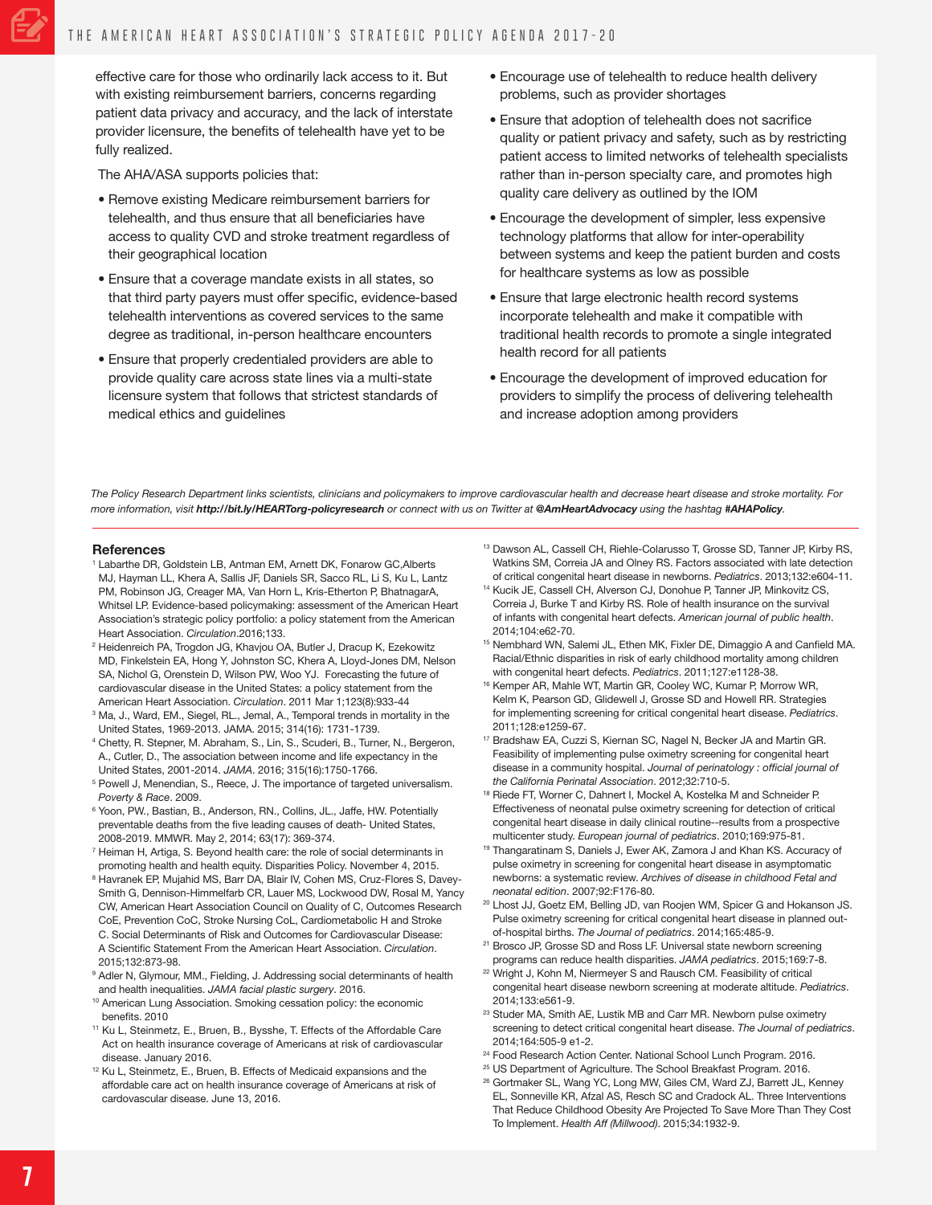effective care for those who ordinarily lack access to it. But with existing reimbursement barriers, concerns regarding patient data privacy and accuracy, and the lack of interstate provider licensure, the benefits of telehealth have yet to be fully realized.

The AHA/ASA supports policies that:

- Remove existing Medicare reimbursement barriers for telehealth, and thus ensure that all beneficiaries have access to quality CVD and stroke treatment regardless of their geographical location
- Ensure that a coverage mandate exists in all states, so that third party payers must offer specific, evidence-based telehealth interventions as covered services to the same degree as traditional, in-person healthcare encounters
- Ensure that properly credentialed providers are able to provide quality care across state lines via a multi-state licensure system that follows that strictest standards of medical ethics and guidelines
- Encourage use of telehealth to reduce health delivery problems, such as provider shortages
- Ensure that adoption of telehealth does not sacrifice quality or patient privacy and safety, such as by restricting patient access to limited networks of telehealth specialists rather than in-person specialty care, and promotes high quality care delivery as outlined by the IOM
- Encourage the development of simpler, less expensive technology platforms that allow for inter-operability between systems and keep the patient burden and costs for healthcare systems as low as possible
- Ensure that large electronic health record systems incorporate telehealth and make it compatible with traditional health records to promote a single integrated health record for all patients
- Encourage the development of improved education for providers to simplify the process of delivering telehealth and increase adoption among providers

*The Policy Research Department links scientists, clinicians and policymakers to improve cardiovascular health and decrease heart disease and stroke mortality. For more information, visit **http://bit.ly/HEARTorg-policyresearch** or connect with us on Twitter at **@AmHeartAdvocacy** using the hashtag **#AHAPolicy**.*

---

## References

1. Labarthe DR, Goldstein LB, Antman EM, Arnett DK, Fonarow GC,Alberts MJ, Hayman LL, Khera A, Sallis JF, Daniels SR, Sacco RL, Li S, Ku L, Lantz PM, Robinson JG, Creager MA, Van Horn L, Kris-Etherton P, BhatnagarA, Whitsel LP. Evidence-based policymaking: assessment of the American Heart Association's strategic policy portfolio: a policy statement from the American Heart Association. *Circulation*.2016;133.
2. Heidenreich PA, Trogdon JG, Khavjou OA, Butler J, Dracup K, Ezekowitz MD, Finkelstein EA, Hong Y, Johnston SC, Khera A, Lloyd-Jones DM, Nelson SA, Nichol G, Orenstein D, Wilson PW, Woo YJ. Forecasting the future of cardiovascular disease in the United States: a policy statement from the American Heart Association. *Circulation*. 2011 Mar 1;123(8):933-44
3. Ma, J., Ward, EM., Siegel, RL., Jemal, A., Temporal trends in mortality in the United States, 1969-2013. JAMA. 2015; 314(16): 1731-1739.
4. Chetty, R. Stepner, M. Abraham, S., Lin, S., Scuderi, B., Turner, N., Bergeron, A., Cutler, D., The association between income and life expectancy in the United States, 2001-2014. *JAMA*. 2016; 315(16):1750-1766.
5. Powell J, Menendian, S., Reece, J. The importance of targeted universalism. *Poverty & Race*. 2009.
6. Yoon, PW., Bastian, B., Anderson, RN., Collins, JL., Jaffe, HW. Potentially preventable deaths from the five leading causes of death- United States, 2008-2019. MMWR. May 2, 2014; 63(17): 369-374.
7. Heiman H, Artiga, S. Beyond health care: the role of social determinants in promoting health and health equity. Disparities Policy. November 4, 2015.
8. Havranek EP, Mujahid MS, Barr DA, Blair IV, Cohen MS, Cruz-Flores S, Davey-Smith G, Dennison-Himmelfarb CR, Lauer MS, Lockwood DW, Rosal M, Yancy CW, American Heart Association Council on Quality of C, Outcomes Research CoE, Prevention CoC, Stroke Nursing CoL, Cardiometabolic H and Stroke C. Social Determinants of Risk and Outcomes for Cardiovascular Disease: A Scientific Statement From the American Heart Association. *Circulation*. 2015;132:873-98.
9. Adler N, Glymour, MM., Fielding, J. Addressing social determinants of health and health inequalities. *JAMA facial plastic surgery*. 2016.
10. American Lung Association. Smoking cessation policy: the economic benefits. 2010
11. Ku L, Steinmetz, E., Bruen, B., Bysshe, T. Effects of the Affordable Care Act on health insurance coverage of Americans at risk of cardiovascular disease. January 2016.
12. Ku L, Steinmetz, E., Bruen, B. Effects of Medicaid expansions and the affordable care act on health insurance coverage of Americans at risk of cardovascular disease. June 13, 2016.
13. Dawson AL, Cassell CH, Riehle-Colarusso T, Grosse SD, Tanner JP, Kirby RS, Watkins SM, Correia JA and Olney RS. Factors associated with late detection of critical congenital heart disease in newborns. *Pediatrics*. 2013;132:e604-11.
14. Kucik JE, Cassell CH, Alverson CJ, Donohue P, Tanner JP, Minkovitz CS, Correia J, Burke T and Kirby RS. Role of health insurance on the survival of infants with congenital heart defects. *American journal of public health*. 2014;104:e62-70.
15. Nembhard WN, Salemi JL, Ethen MK, Fixler DE, Dimaggio A and Canfield MA. Racial/Ethnic disparities in risk of early childhood mortality among children with congenital heart defects. *Pediatrics*. 2011;127:e1128-38.
16. Kemper AR, Mahle WT, Martin GR, Cooley WC, Kumar P, Morrow WR, Kelm K, Pearson GD, Glidewell J, Grosse SD and Howell RR. Strategies for implementing screening for critical congenital heart disease. *Pediatrics*. 2011;128:e1259-67.
17. Bradshaw EA, Cuzzi S, Kiernan SC, Nagel N, Becker JA and Martin GR. Feasibility of implementing pulse oximetry screening for congenital heart disease in a community hospital. *Journal of perinatology : official journal of the California Perinatal Association*. 2012;32:710-5.
18. Riede FT, Worner C, Dahnert I, Mockel A, Kostelka M and Schneider P. Effectiveness of neonatal pulse oximetry screening for detection of critical congenital heart disease in daily clinical routine--results from a prospective multicenter study. *European journal of pediatrics*. 2010;169:975-81.
19. Thangaratinam S, Daniels J, Ewer AK, Zamora J and Khan KS. Accuracy of pulse oximetry in screening for congenital heart disease in asymptomatic newborns: a systematic review. *Archives of disease in childhood Fetal and neonatal edition*. 2007;92:F176-80.
20. Lhost JJ, Goetz EM, Belling JD, van Roojen WM, Spicer G and Hokanson JS. Pulse oximetry screening for critical congenital heart disease in planned out-of-hospital births. *The Journal of pediatrics*. 2014;165:485-9.
21. Brosco JP, Grosse SD and Ross LF. Universal state newborn screening programs can reduce health disparities. *JAMA pediatrics*. 2015;169:7-8.
22. Wright J, Kohn M, Niermeyer S and Rausch CM. Feasibility of critical congenital heart disease newborn screening at moderate altitude. *Pediatrics*. 2014;133:e561-9.
23. Studer MA, Smith AE, Lustik MB and Carr MR. Newborn pulse oximetry screening to detect critical congenital heart disease. *The Journal of pediatrics*. 2014;164:505-9 e1-2.
24. Food Research Action Center. National School Lunch Program. 2016.
25. US Department of Agriculture. The School Breakfast Program. 2016.
26. Gortmaker SL, Wang YC, Long MW, Giles CM, Ward ZJ, Barrett JL, Kenney EL, Sonneville KR, Afzal AS, Resch SC and Cradock AL. Three Interventions That Reduce Childhood Obesity Are Projected To Save More Than They Cost To Implement. *Health Aff (Millwood)*. 2015;34:1932-9.